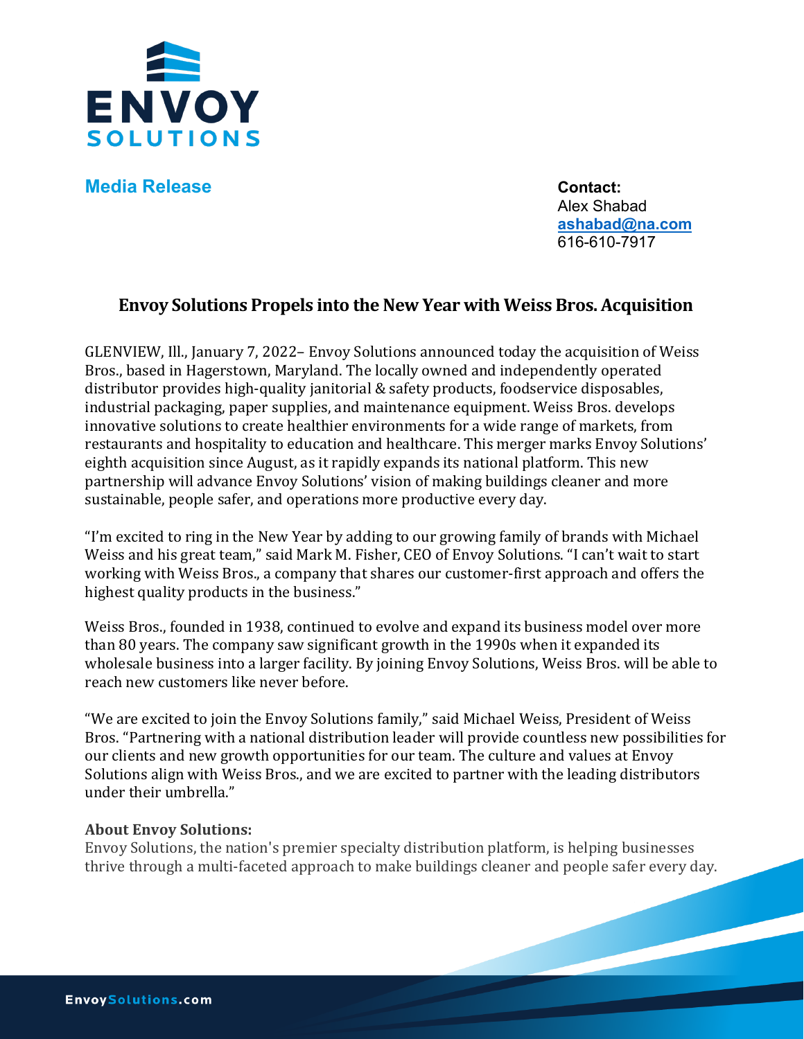**Media Release**

**Contact:**
Alex Shabad
**ashabad@na.com**
616-610-7917

## Envoy Solutions Propels into the New Year with Weiss Bros. Acquisition

GLENVIEW, Ill., January 7, 2022– Envoy Solutions announced today the acquisition of Weiss Bros., based in Hagerstown, Maryland. The locally owned and independently operated distributor provides high-quality janitorial & safety products, foodservice disposables, industrial packaging, paper supplies, and maintenance equipment. Weiss Bros. develops innovative solutions to create healthier environments for a wide range of markets, from restaurants and hospitality to education and healthcare. This merger marks Envoy Solutions' eighth acquisition since August, as it rapidly expands its national platform. This new partnership will advance Envoy Solutions' vision of making buildings cleaner and more sustainable, people safer, and operations more productive every day.

"I'm excited to ring in the New Year by adding to our growing family of brands with Michael Weiss and his great team," said Mark M. Fisher, CEO of Envoy Solutions. "I can't wait to start working with Weiss Bros., a company that shares our customer-first approach and offers the highest quality products in the business."

Weiss Bros., founded in 1938, continued to evolve and expand its business model over more than 80 years. The company saw significant growth in the 1990s when it expanded its wholesale business into a larger facility. By joining Envoy Solutions, Weiss Bros. will be able to reach new customers like never before.

"We are excited to join the Envoy Solutions family," said Michael Weiss, President of Weiss Bros. "Partnering with a national distribution leader will provide countless new possibilities for our clients and new growth opportunities for our team. The culture and values at Envoy Solutions align with Weiss Bros., and we are excited to partner with the leading distributors under their umbrella."

**About Envoy Solutions:**

Envoy Solutions, the nation's premier specialty distribution platform, is helping businesses thrive through a multi-faceted approach to make buildings cleaner and people safer every day.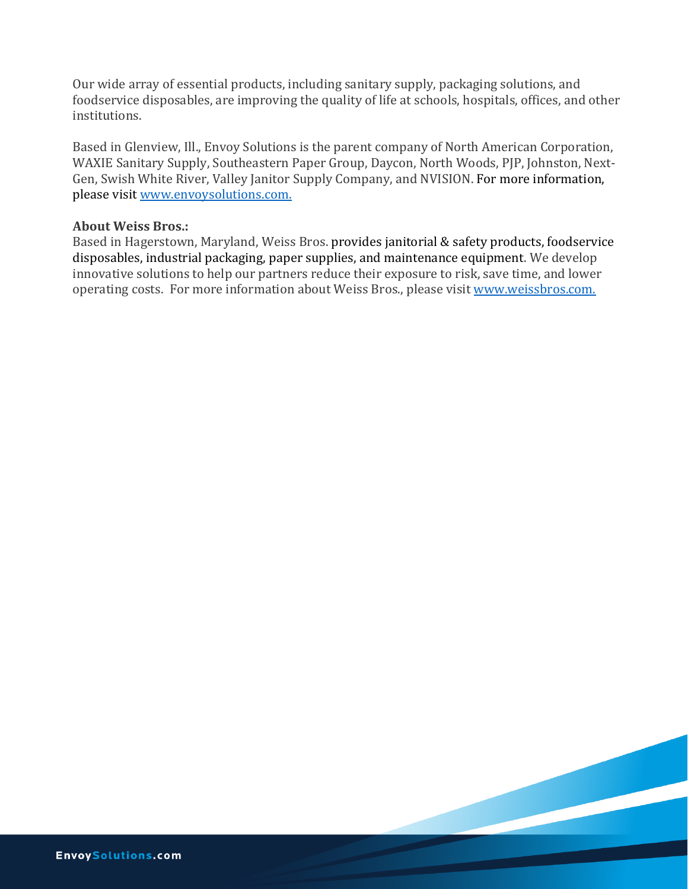Our wide array of essential products, including sanitary supply, packaging solutions, and foodservice disposables, are improving the quality of life at schools, hospitals, offices, and other institutions.

Based in Glenview, Ill., Envoy Solutions is the parent company of North American Corporation, WAXIE Sanitary Supply, Southeastern Paper Group, Daycon, North Woods, PJP, Johnston, Next-Gen, Swish White River, Valley Janitor Supply Company, and NVISION. For more information, please visit [www.envoysolutions.com.](http://www.envoysolutions.com)

**About Weiss Bros.:**
Based in Hagerstown, Maryland, Weiss Bros. provides janitorial & safety products, foodservice disposables, industrial packaging, paper supplies, and maintenance equipment. We develop innovative solutions to help our partners reduce their exposure to risk, save time, and lower operating costs. For more information about Weiss Bros., please visit [www.weissbros.com.](http://www.weissbros.com)